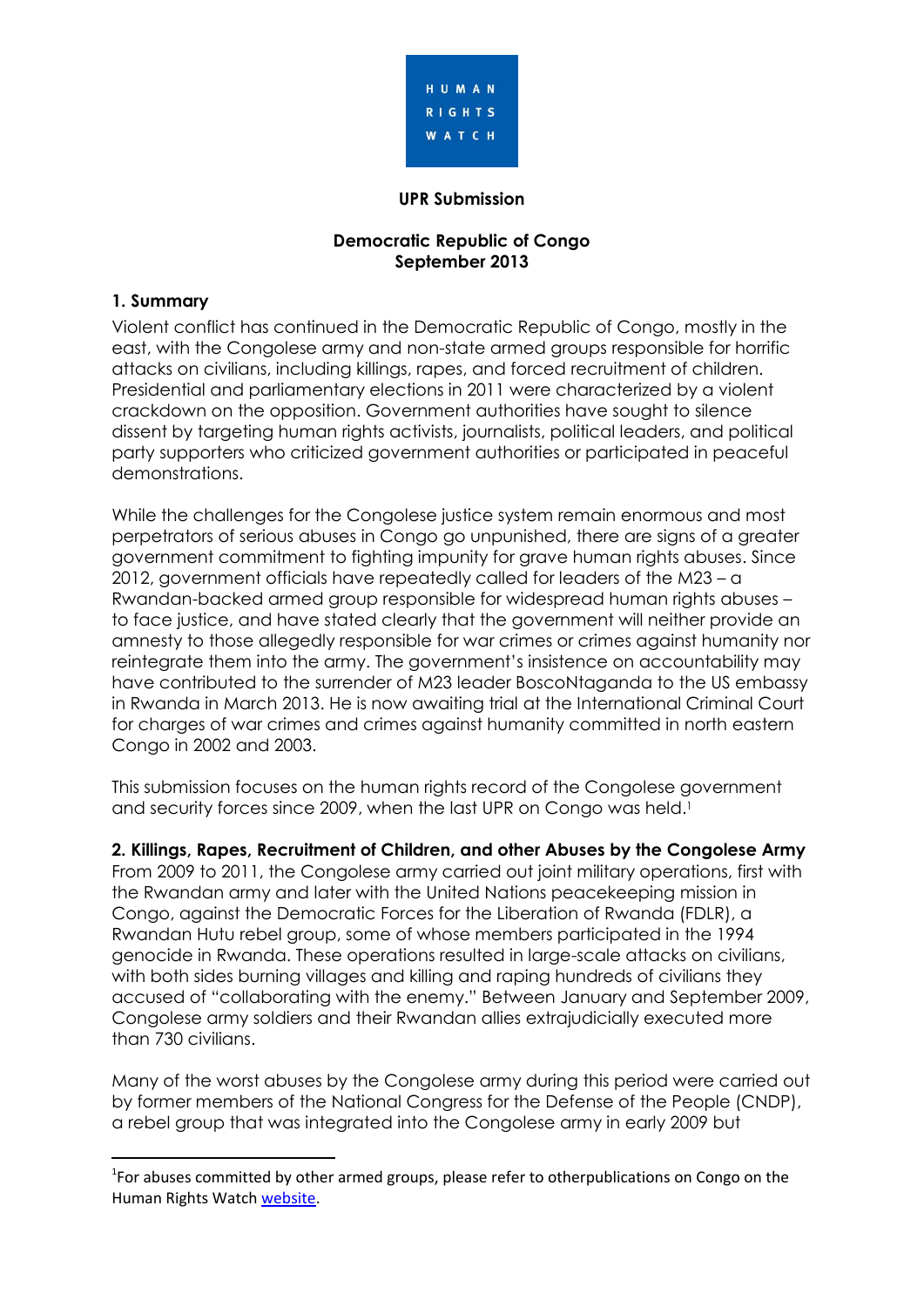HUMAN RIGHTS WATCH

**UPR Submission**

**Democratic Republic of Congo**
**September 2013**

## 1. Summary

Violent conflict has continued in the Democratic Republic of Congo, mostly in the east, with the Congolese army and non-state armed groups responsible for horrific attacks on civilians, including killings, rapes, and forced recruitment of children. Presidential and parliamentary elections in 2011 were characterized by a violent crackdown on the opposition. Government authorities have sought to silence dissent by targeting human rights activists, journalists, political leaders, and political party supporters who criticized government authorities or participated in peaceful demonstrations.

While the challenges for the Congolese justice system remain enormous and most perpetrators of serious abuses in Congo go unpunished, there are signs of a greater government commitment to fighting impunity for grave human rights abuses. Since 2012, government officials have repeatedly called for leaders of the M23 – a Rwandan-backed armed group responsible for widespread human rights abuses – to face justice, and have stated clearly that the government will neither provide an amnesty to those allegedly responsible for war crimes or crimes against humanity nor reintegrate them into the army. The government's insistence on accountability may have contributed to the surrender of M23 leader BoscoNtaganda to the US embassy in Rwanda in March 2013. He is now awaiting trial at the International Criminal Court for charges of war crimes and crimes against humanity committed in north eastern Congo in 2002 and 2003.

This submission focuses on the human rights record of the Congolese government and security forces since 2009, when the last UPR on Congo was held.[1]

## 2. Killings, Rapes, Recruitment of Children, and other Abuses by the Congolese Army

From 2009 to 2011, the Congolese army carried out joint military operations, first with the Rwandan army and later with the United Nations peacekeeping mission in Congo, against the Democratic Forces for the Liberation of Rwanda (FDLR), a Rwandan Hutu rebel group, some of whose members participated in the 1994 genocide in Rwanda. These operations resulted in large-scale attacks on civilians, with both sides burning villages and killing and raping hundreds of civilians they accused of "collaborating with the enemy." Between January and September 2009, Congolese army soldiers and their Rwandan allies extrajudicially executed more than 730 civilians.

Many of the worst abuses by the Congolese army during this period were carried out by former members of the National Congress for the Defense of the People (CNDP), a rebel group that was integrated into the Congolese army in early 2009 but

---

[1] For abuses committed by other armed groups, please refer to otherpublications on Congo on the Human Rights Watch website.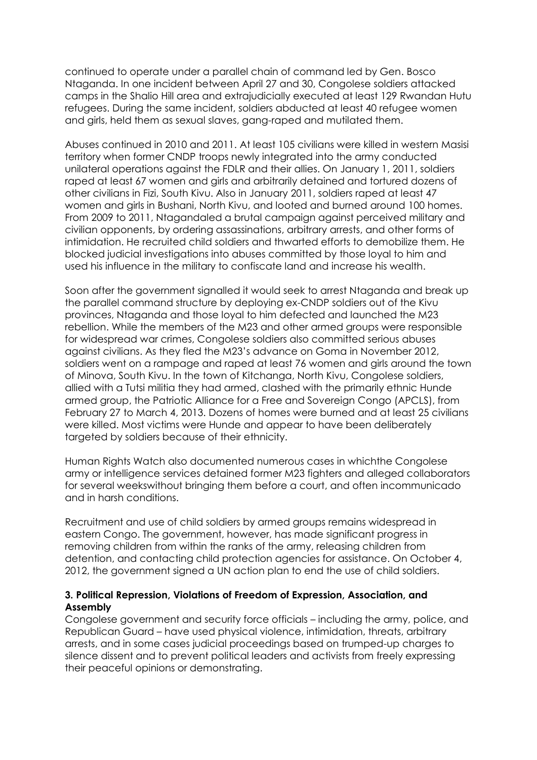continued to operate under a parallel chain of command led by Gen. Bosco Ntaganda. In one incident between April 27 and 30, Congolese soldiers attacked camps in the Shalio Hill area and extrajudicially executed at least 129 Rwandan Hutu refugees. During the same incident, soldiers abducted at least 40 refugee women and girls, held them as sexual slaves, gang-raped and mutilated them.

Abuses continued in 2010 and 2011. At least 105 civilians were killed in western Masisi territory when former CNDP troops newly integrated into the army conducted unilateral operations against the FDLR and their allies. On January 1, 2011, soldiers raped at least 67 women and girls and arbitrarily detained and tortured dozens of other civilians in Fizi, South Kivu. Also in January 2011, soldiers raped at least 47 women and girls in Bushani, North Kivu, and looted and burned around 100 homes. From 2009 to 2011, Ntagandaled a brutal campaign against perceived military and civilian opponents, by ordering assassinations, arbitrary arrests, and other forms of intimidation. He recruited child soldiers and thwarted efforts to demobilize them. He blocked judicial investigations into abuses committed by those loyal to him and used his influence in the military to confiscate land and increase his wealth.

Soon after the government signalled it would seek to arrest Ntaganda and break up the parallel command structure by deploying ex-CNDP soldiers out of the Kivu provinces, Ntaganda and those loyal to him defected and launched the M23 rebellion. While the members of the M23 and other armed groups were responsible for widespread war crimes, Congolese soldiers also committed serious abuses against civilians. As they fled the M23's advance on Goma in November 2012, soldiers went on a rampage and raped at least 76 women and girls around the town of Minova, South Kivu. In the town of Kitchanga, North Kivu, Congolese soldiers, allied with a Tutsi militia they had armed, clashed with the primarily ethnic Hunde armed group, the Patriotic Alliance for a Free and Sovereign Congo (APCLS), from February 27 to March 4, 2013. Dozens of homes were burned and at least 25 civilians were killed. Most victims were Hunde and appear to have been deliberately targeted by soldiers because of their ethnicity.

Human Rights Watch also documented numerous cases in whichthe Congolese army or intelligence services detained former M23 fighters and alleged collaborators for several weekswithout bringing them before a court, and often incommunicado and in harsh conditions.

Recruitment and use of child soldiers by armed groups remains widespread in eastern Congo. The government, however, has made significant progress in removing children from within the ranks of the army, releasing children from detention, and contacting child protection agencies for assistance. On October 4, 2012, the government signed a UN action plan to end the use of child soldiers.

### 3. Political Repression, Violations of Freedom of Expression, Association, and Assembly

Congolese government and security force officials – including the army, police, and Republican Guard – have used physical violence, intimidation, threats, arbitrary arrests, and in some cases judicial proceedings based on trumped-up charges to silence dissent and to prevent political leaders and activists from freely expressing their peaceful opinions or demonstrating.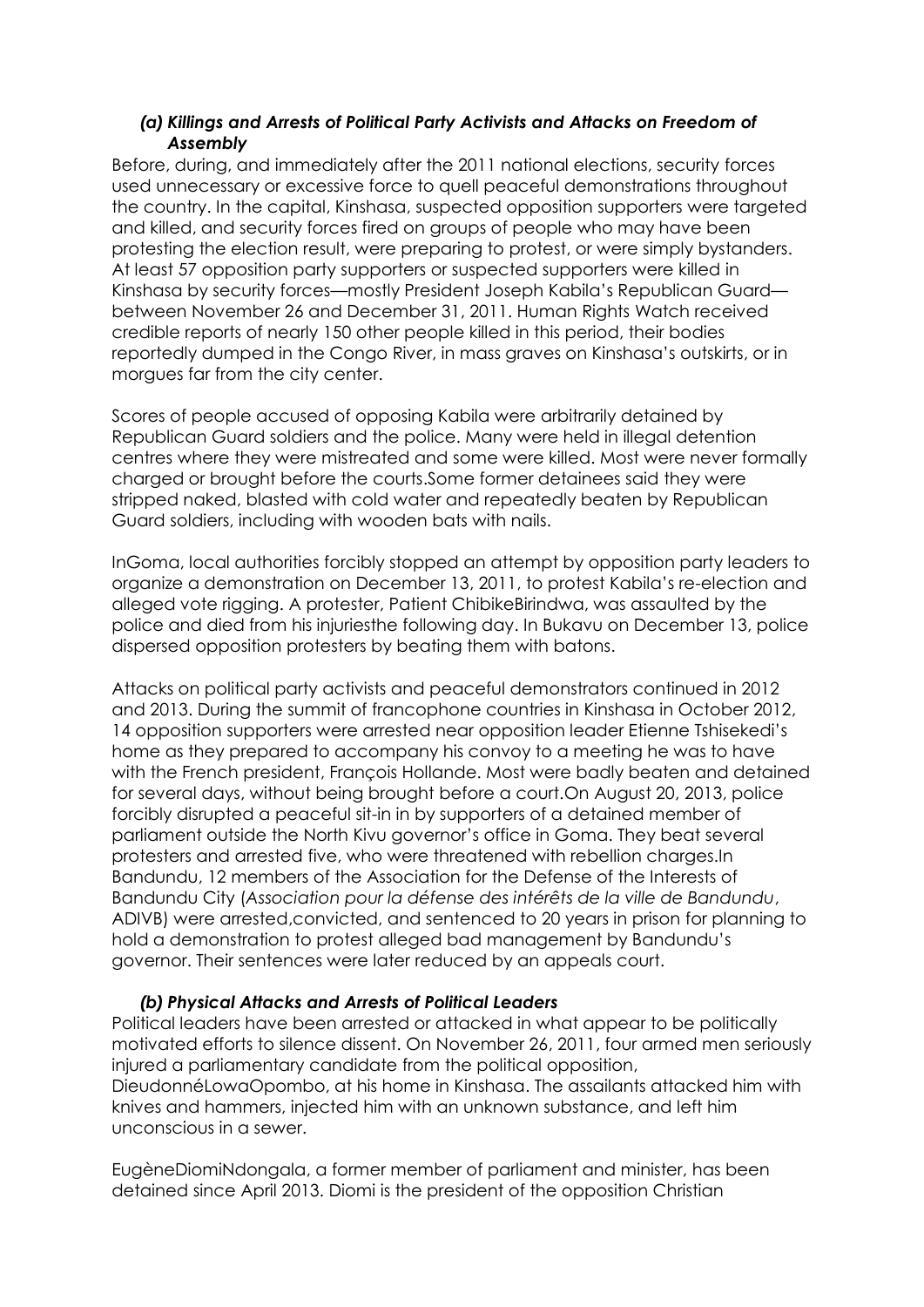### *(a) Killings and Arrests of Political Party Activists and Attacks on Freedom of Assembly*

Before, during, and immediately after the 2011 national elections, security forces used unnecessary or excessive force to quell peaceful demonstrations throughout the country. In the capital, Kinshasa, suspected opposition supporters were targeted and killed, and security forces fired on groups of people who may have been protesting the election result, were preparing to protest, or were simply bystanders. At least 57 opposition party supporters or suspected supporters were killed in Kinshasa by security forces—mostly President Joseph Kabila's Republican Guard—between November 26 and December 31, 2011. Human Rights Watch received credible reports of nearly 150 other people killed in this period, their bodies reportedly dumped in the Congo River, in mass graves on Kinshasa's outskirts, or in morgues far from the city center.

Scores of people accused of opposing Kabila were arbitrarily detained by Republican Guard soldiers and the police. Many were held in illegal detention centres where they were mistreated and some were killed. Most were never formally charged or brought before the courts.Some former detainees said they were stripped naked, blasted with cold water and repeatedly beaten by Republican Guard soldiers, including with wooden bats with nails.

InGoma, local authorities forcibly stopped an attempt by opposition party leaders to organize a demonstration on December 13, 2011, to protest Kabila's re-election and alleged vote rigging. A protester, Patient ChibikeBirindwa, was assaulted by the police and died from his injuriesthe following day. In Bukavu on December 13, police dispersed opposition protesters by beating them with batons.

Attacks on political party activists and peaceful demonstrators continued in 2012 and 2013. During the summit of francophone countries in Kinshasa in October 2012, 14 opposition supporters were arrested near opposition leader Etienne Tshisekedi's home as they prepared to accompany his convoy to a meeting he was to have with the French president, François Hollande. Most were badly beaten and detained for several days, without being brought before a court.On August 20, 2013, police forcibly disrupted a peaceful sit-in in by supporters of a detained member of parliament outside the North Kivu governor's office in Goma. They beat several protesters and arrested five, who were threatened with rebellion charges.In Bandundu, 12 members of the Association for the Defense of the Interests of Bandundu City (*Association pour la défense des intérêts de la ville de Bandundu*, ADIVB) were arrested,convicted, and sentenced to 20 years in prison for planning to hold a demonstration to protest alleged bad management by Bandundu's governor. Their sentences were later reduced by an appeals court.

### *(b) Physical Attacks and Arrests of Political Leaders*

Political leaders have been arrested or attacked in what appear to be politically motivated efforts to silence dissent. On November 26, 2011, four armed men seriously injured a parliamentary candidate from the political opposition, DieudonnéLowaOpombo, at his home in Kinshasa. The assailants attacked him with knives and hammers, injected him with an unknown substance, and left him unconscious in a sewer.

EugèneDiomiNdongala, a former member of parliament and minister, has been detained since April 2013. Diomi is the president of the opposition Christian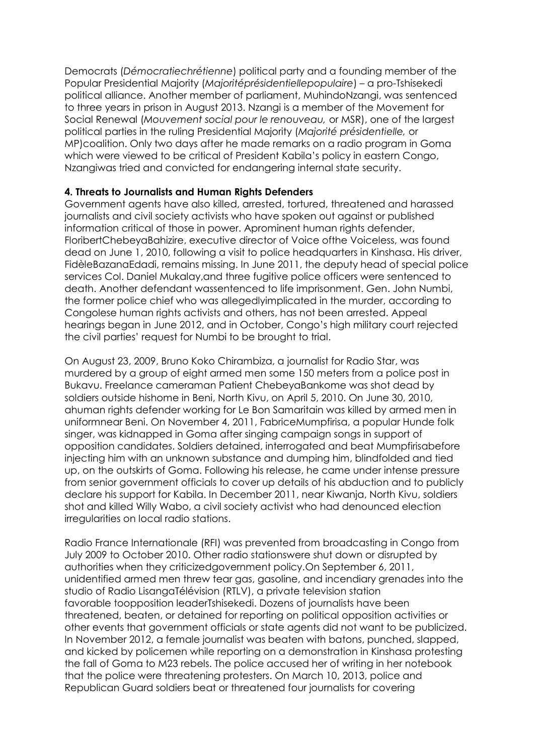Democrats (*Démocratiechrétienne*) political party and a founding member of the Popular Presidential Majority (*Majoritéprésidentiellepopulaire*) – a pro-Tshisekedi political alliance. Another member of parliament, MuhindoNzangi, was sentenced to three years in prison in August 2013. Nzangi is a member of the Movement for Social Renewal (*Mouvement social pour le renouveau,* or MSR), one of the largest political parties in the ruling Presidential Majority (*Majorité présidentielle,* or MP)coalition. Only two days after he made remarks on a radio program in Goma which were viewed to be critical of President Kabila's policy in eastern Congo, Nzangiwas tried and convicted for endangering internal state security.

**4. Threats to Journalists and Human Rights Defenders**

Government agents have also killed, arrested, tortured, threatened and harassed journalists and civil society activists who have spoken out against or published information critical of those in power. Aprominent human rights defender, FloribertChebeyaBahizire, executive director of Voice ofthe Voiceless, was found dead on June 1, 2010, following a visit to police headquarters in Kinshasa. His driver, FidèleBazanaEdadi, remains missing. In June 2011, the deputy head of special police services Col. Daniel Mukalay,and three fugitive police officers were sentenced to death. Another defendant wassentenced to life imprisonment. Gen. John Numbi, the former police chief who was allegedlyimplicated in the murder, according to Congolese human rights activists and others, has not been arrested. Appeal hearings began in June 2012, and in October, Congo's high military court rejected the civil parties' request for Numbi to be brought to trial.

On August 23, 2009, Bruno Koko Chirambiza, a journalist for Radio Star, was murdered by a group of eight armed men some 150 meters from a police post in Bukavu. Freelance cameraman Patient ChebeyaBankome was shot dead by soldiers outside hishome in Beni, North Kivu, on April 5, 2010. On June 30, 2010, ahuman rights defender working for Le Bon Samaritain was killed by armed men in uniformnear Beni. On November 4, 2011, FabriceMumpfirisa, a popular Hunde folk singer, was kidnapped in Goma after singing campaign songs in support of opposition candidates. Soldiers detained, interrogated and beat Mumpfirisabefore injecting him with an unknown substance and dumping him, blindfolded and tied up, on the outskirts of Goma. Following his release, he came under intense pressure from senior government officials to cover up details of his abduction and to publicly declare his support for Kabila. In December 2011, near Kiwanja, North Kivu, soldiers shot and killed Willy Wabo, a civil society activist who had denounced election irregularities on local radio stations.

Radio France Internationale (RFI) was prevented from broadcasting in Congo from July 2009 to October 2010. Other radio stationswere shut down or disrupted by authorities when they criticizedgovernment policy.On September 6, 2011, unidentified armed men threw tear gas, gasoline, and incendiary grenades into the studio of Radio LisangaTélévision (RTLV), a private television station favorable toopposition leaderTshisekedi. Dozens of journalists have been threatened, beaten, or detained for reporting on political opposition activities or other events that government officials or state agents did not want to be publicized. In November 2012, a female journalist was beaten with batons, punched, slapped, and kicked by policemen while reporting on a demonstration in Kinshasa protesting the fall of Goma to M23 rebels. The police accused her of writing in her notebook that the police were threatening protesters. On March 10, 2013, police and Republican Guard soldiers beat or threatened four journalists for covering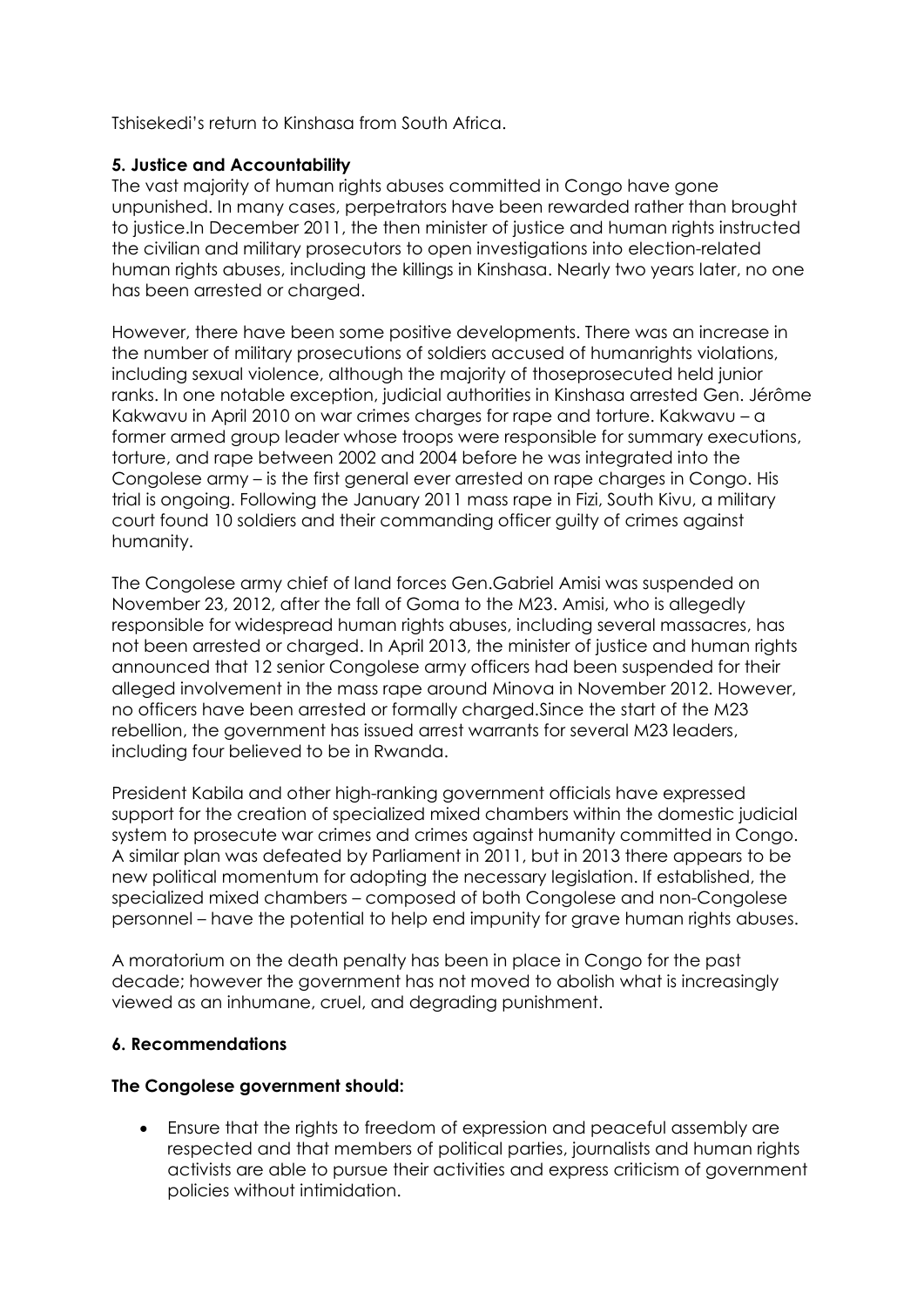Tshisekedi's return to Kinshasa from South Africa.

### 5. Justice and Accountability

The vast majority of human rights abuses committed in Congo have gone unpunished. In many cases, perpetrators have been rewarded rather than brought to justice.In December 2011, the then minister of justice and human rights instructed the civilian and military prosecutors to open investigations into election-related human rights abuses, including the killings in Kinshasa. Nearly two years later, no one has been arrested or charged.

However, there have been some positive developments. There was an increase in the number of military prosecutions of soldiers accused of humanrights violations, including sexual violence, although the majority of thoseprosecuted held junior ranks. In one notable exception, judicial authorities in Kinshasa arrested Gen. Jérôme Kakwavu in April 2010 on war crimes charges for rape and torture. Kakwavu – a former armed group leader whose troops were responsible for summary executions, torture, and rape between 2002 and 2004 before he was integrated into the Congolese army – is the first general ever arrested on rape charges in Congo. His trial is ongoing. Following the January 2011 mass rape in Fizi, South Kivu, a military court found 10 soldiers and their commanding officer guilty of crimes against humanity.

The Congolese army chief of land forces Gen.Gabriel Amisi was suspended on November 23, 2012, after the fall of Goma to the M23. Amisi, who is allegedly responsible for widespread human rights abuses, including several massacres, has not been arrested or charged. In April 2013, the minister of justice and human rights announced that 12 senior Congolese army officers had been suspended for their alleged involvement in the mass rape around Minova in November 2012. However, no officers have been arrested or formally charged.Since the start of the M23 rebellion, the government has issued arrest warrants for several M23 leaders, including four believed to be in Rwanda.

President Kabila and other high-ranking government officials have expressed support for the creation of specialized mixed chambers within the domestic judicial system to prosecute war crimes and crimes against humanity committed in Congo. A similar plan was defeated by Parliament in 2011, but in 2013 there appears to be new political momentum for adopting the necessary legislation. If established, the specialized mixed chambers – composed of both Congolese and non-Congolese personnel – have the potential to help end impunity for grave human rights abuses.

A moratorium on the death penalty has been in place in Congo for the past decade; however the government has not moved to abolish what is increasingly viewed as an inhumane, cruel, and degrading punishment.

### 6. Recommendations

**The Congolese government should:**

- Ensure that the rights to freedom of expression and peaceful assembly are respected and that members of political parties, journalists and human rights activists are able to pursue their activities and express criticism of government policies without intimidation.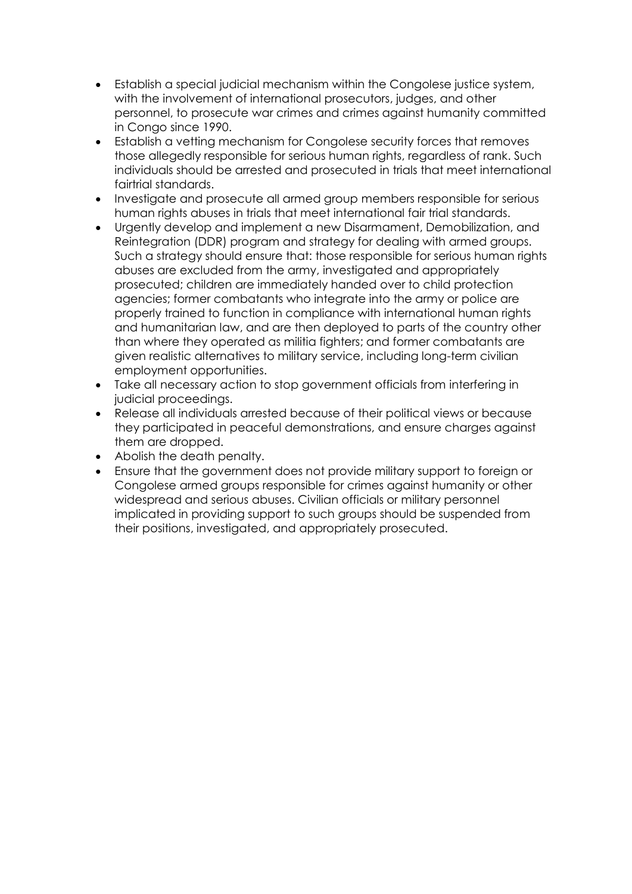- Establish a special judicial mechanism within the Congolese justice system, with the involvement of international prosecutors, judges, and other personnel, to prosecute war crimes and crimes against humanity committed in Congo since 1990.
- Establish a vetting mechanism for Congolese security forces that removes those allegedly responsible for serious human rights, regardless of rank. Such individuals should be arrested and prosecuted in trials that meet international fairtrial standards.
- Investigate and prosecute all armed group members responsible for serious human rights abuses in trials that meet international fair trial standards.
- Urgently develop and implement a new Disarmament, Demobilization, and Reintegration (DDR) program and strategy for dealing with armed groups. Such a strategy should ensure that: those responsible for serious human rights abuses are excluded from the army, investigated and appropriately prosecuted; children are immediately handed over to child protection agencies; former combatants who integrate into the army or police are properly trained to function in compliance with international human rights and humanitarian law, and are then deployed to parts of the country other than where they operated as militia fighters; and former combatants are given realistic alternatives to military service, including long-term civilian employment opportunities.
- Take all necessary action to stop government officials from interfering in judicial proceedings.
- Release all individuals arrested because of their political views or because they participated in peaceful demonstrations, and ensure charges against them are dropped.
- Abolish the death penalty.
- Ensure that the government does not provide military support to foreign or Congolese armed groups responsible for crimes against humanity or other widespread and serious abuses. Civilian officials or military personnel implicated in providing support to such groups should be suspended from their positions, investigated, and appropriately prosecuted.